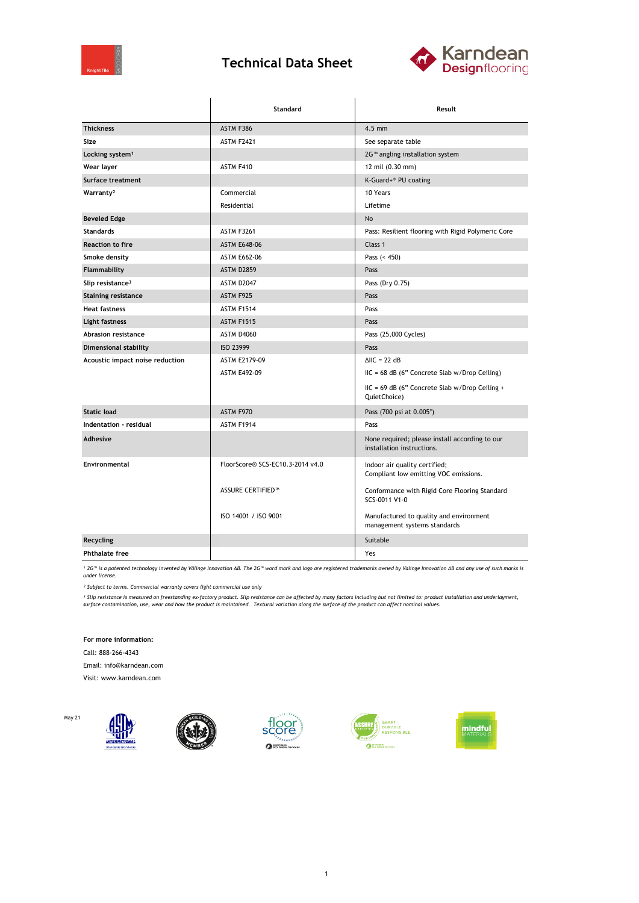# Technical Data Sheet

| | Standard | Result |
|---|---|---|
| **Thickness** | ASTM F386 | 4.5 mm |
| **Size** | ASTM F2421 | See separate table |
| **Locking system**[1] | | 2G™ angling installation system |
| **Wear layer** | ASTM F410 | 12 mil (0.30 mm) |
| **Surface treatment** | | K-Guard+® PU coating |
| **Warranty**[2] | Commercial | 10 Years |
| | Residential | Lifetime |
| **Beveled Edge** | | No |
| **Standards** | ASTM F3261 | Pass: Resilient flooring with Rigid Polymeric Core |
| **Reaction to fire** | ASTM E648-06 | Class 1 |
| **Smoke density** | ASTM E662-06 | Pass (< 450) |
| **Flammability** | ASTM D2859 | Pass |
| **Slip resistance**[3] | ASTM D2047 | Pass (Dry 0.75) |
| **Staining resistance** | ASTM F925 | Pass |
| **Heat fastness** | ASTM F1514 | Pass |
| **Light fastness** | ASTM F1515 | Pass |
| **Abrasion resistance** | ASTM D4060 | Pass (25,000 Cycles) |
| **Dimensional stability** | ISO 23999 | Pass |
| **Acoustic impact noise reduction** | ASTM E2179-09 | ΔIIC = 22 dB |
| | ASTM E492-09 | IIC = 68 dB (6" Concrete Slab w/Drop Ceiling) |
| | | IIC = 69 dB (6" Concrete Slab w/Drop Ceiling + QuietChoice) |
| **Static load** | ASTM F970 | Pass (700 psi at 0.005") |
| **Indentation - residual** | ASTM F1914 | Pass |
| **Adhesive** | | None required; please install according to our installation instructions. |
| **Environmental** | FloorScore® SCS-EC10.3-2014 v4.0 | Indoor air quality certified; Compliant low emitting VOC emissions. |
| | ASSURE CERTIFIED™ | Conformance with Rigid Core Flooring Standard SCS-0011 V1-0 |
| | ISO 14001 / ISO 9001 | Manufactured to quality and environment management systems standards |
| **Recycling** | | Suitable |
| **Phthalate free** | | Yes |

*[1] 2G™ is a patented technology invented by Välinge Innovation AB. The 2G™ word mark and logo are registered trademarks owned by Välinge Innovation AB and any use of such marks is under license.*

*[2] Subject to terms. Commercial warranty covers light commercial use only*

*[3] Slip resistance is measured on freestanding ex-factory product. Slip resistance can be affected by many factors including but not limited to: product installation and underlayment, surface contamination, use, wear and how the product is maintained. Textural variation along the surface of the product can affect nominal values.*

**For more information:**

Call: 888-266-4343

Email: info@karndean.com

Visit: www.karndean.com

May 21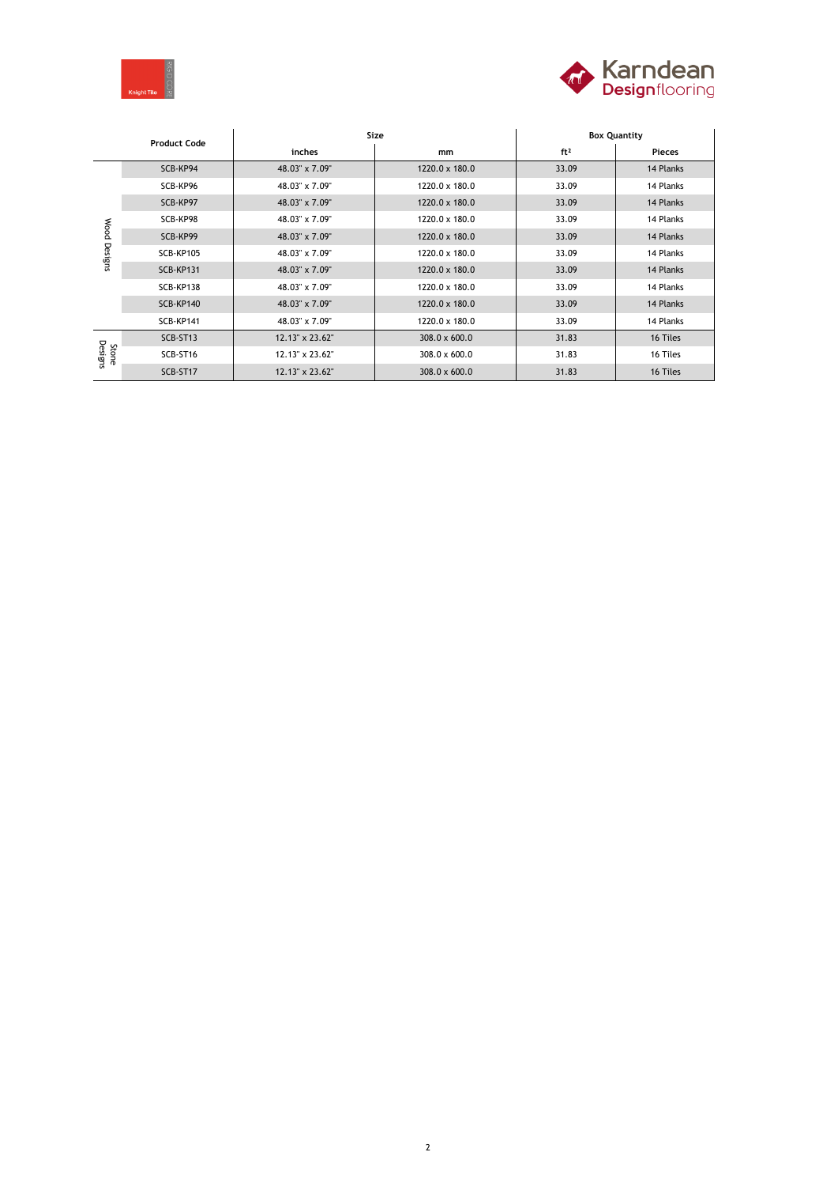| | Product Code | Size | | Box Quantity | |
|---|---|---|---|---|---|
| | | inches | mm | ft² | Pieces |
| Wood Designs | SCB-KP94 | 48.03" x 7.09" | 1220.0 x 180.0 | 33.09 | 14 Planks |
| | SCB-KP96 | 48.03" x 7.09" | 1220.0 x 180.0 | 33.09 | 14 Planks |
| | SCB-KP97 | 48.03" x 7.09" | 1220.0 x 180.0 | 33.09 | 14 Planks |
| | SCB-KP98 | 48.03" x 7.09" | 1220.0 x 180.0 | 33.09 | 14 Planks |
| | SCB-KP99 | 48.03" x 7.09" | 1220.0 x 180.0 | 33.09 | 14 Planks |
| | SCB-KP105 | 48.03" x 7.09" | 1220.0 x 180.0 | 33.09 | 14 Planks |
| | SCB-KP131 | 48.03" x 7.09" | 1220.0 x 180.0 | 33.09 | 14 Planks |
| | SCB-KP138 | 48.03" x 7.09" | 1220.0 x 180.0 | 33.09 | 14 Planks |
| | SCB-KP140 | 48.03" x 7.09" | 1220.0 x 180.0 | 33.09 | 14 Planks |
| | SCB-KP141 | 48.03" x 7.09" | 1220.0 x 180.0 | 33.09 | 14 Planks |
| Stone Designs | SCB-ST13 | 12.13" x 23.62" | 308.0 x 600.0 | 31.83 | 16 Tiles |
| | SCB-ST16 | 12.13" x 23.62" | 308.0 x 600.0 | 31.83 | 16 Tiles |
| | SCB-ST17 | 12.13" x 23.62" | 308.0 x 600.0 | 31.83 | 16 Tiles |